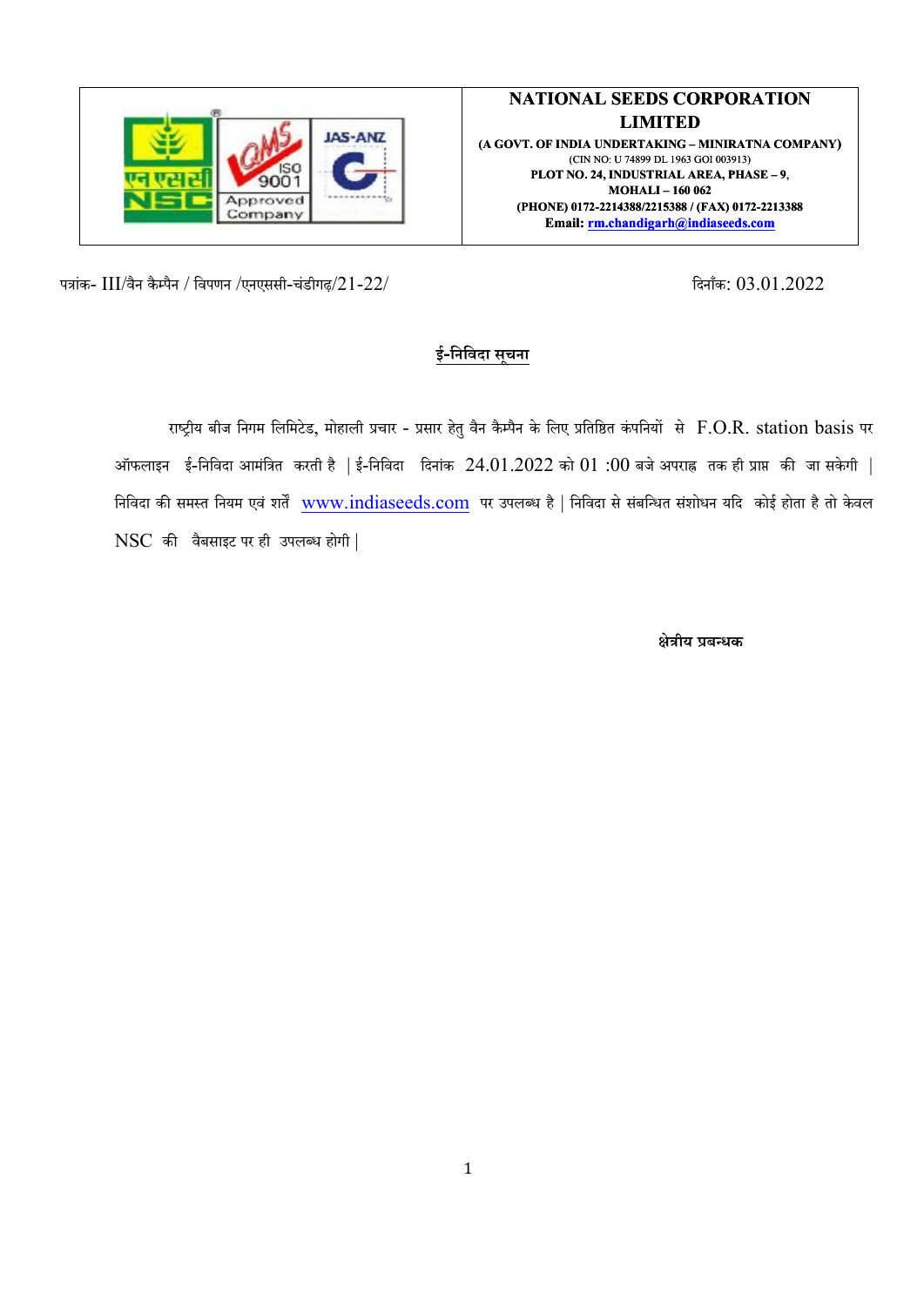| | NATIONAL SEEDS CORPORATION LIMITED |
|---|---|
| | (A GOVT. OF INDIA UNDERTAKING – MINIRATNA COMPANY)<br>(CIN NO: U 74899 DL 1963 GOI 003913)<br>PLOT NO. 24, INDUSTRIAL AREA, PHASE – 9,<br>MOHALI – 160 062<br>(PHONE) 0172-2214388/2215388 / (FAX) 0172-2213388<br>Email: rm.chandigarh@indiaseeds.com |

पत्रांक- III/वैन कैम्पैन / विपणन /एनएससी-चंडीगढ़/21-22/ दिनाँक: 03.01.2022

## ई-निविदा सूचना

राष्ट्रीय बीज निगम लिमिटेड, मोहाली प्रचार - प्रसार हेतु वैन कैम्पैन के लिए प्रतिष्ठित कंपनियों से F.O.R. station basis पर ऑफलाइन ई-निविदा आमंत्रित करती है | ई-निविदा दिनांक 24.01.2022 को 01 :00 बजे अपराह्न तक ही प्राप्त की जा सकेगी | निविदा की समस्त नियम एवं शर्तें www.indiaseeds.com पर उपलब्ध है | निविदा से संबन्धित संशोधन यदि कोई होता है तो केवल NSC की वैबसाइट पर ही उपलब्ध होगी |

**क्षेत्रीय प्रबन्धक**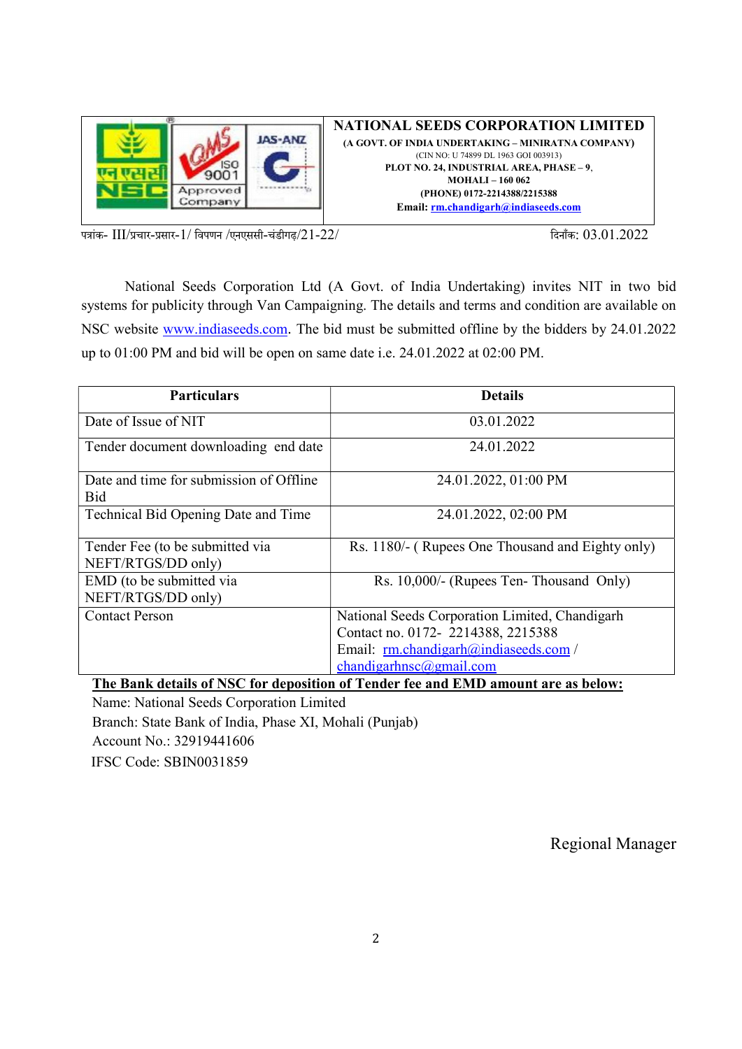**NATIONAL SEEDS CORPORATION LIMITED**

**(A GOVT. OF INDIA UNDERTAKING – MINIRATNA COMPANY)**

(CIN NO: U 74899 DL 1963 GOI 003913)

**PLOT NO. 24, INDUSTRIAL AREA, PHASE – 9,**

**MOHALI – 160 062**

**(PHONE) 0172-2214388/2215388**

**Email: rm.chandigarh@indiaseeds.com**

पत्रांक- III/प्रचार-प्रसार-1/ विपणन /एनएससी-चंडीगढ़/21-22/

दिनाँक: 03.01.2022

National Seeds Corporation Ltd (A Govt. of India Undertaking) invites NIT in two bid systems for publicity through Van Campaigning. The details and terms and condition are available on NSC website www.indiaseeds.com. The bid must be submitted offline by the bidders by 24.01.2022 up to 01:00 PM and bid will be open on same date i.e. 24.01.2022 at 02:00 PM.

| Particulars | Details |
| --- | --- |
| Date of Issue of NIT | 03.01.2022 |
| Tender document downloading end date | 24.01.2022 |
| Date and time for submission of Offline Bid | 24.01.2022, 01:00 PM |
| Technical Bid Opening Date and Time | 24.01.2022, 02:00 PM |
| Tender Fee (to be submitted via NEFT/RTGS/DD only) | Rs. 1180/- ( Rupees One Thousand and Eighty only) |
| EMD (to be submitted via NEFT/RTGS/DD only) | Rs. 10,000/- (Rupees Ten- Thousand Only) |
| Contact Person | National Seeds Corporation Limited, Chandigarh<br>Contact no. 0172- 2214388, 2215388<br>Email: rm.chandigarh@indiaseeds.com / chandigarhnsc@gmail.com |

**The Bank details of NSC for deposition of Tender fee and EMD amount are as below:**

Name: National Seeds Corporation Limited

Branch: State Bank of India, Phase XI, Mohali (Punjab)

Account No.: 32919441606

IFSC Code: SBIN0031859

Regional Manager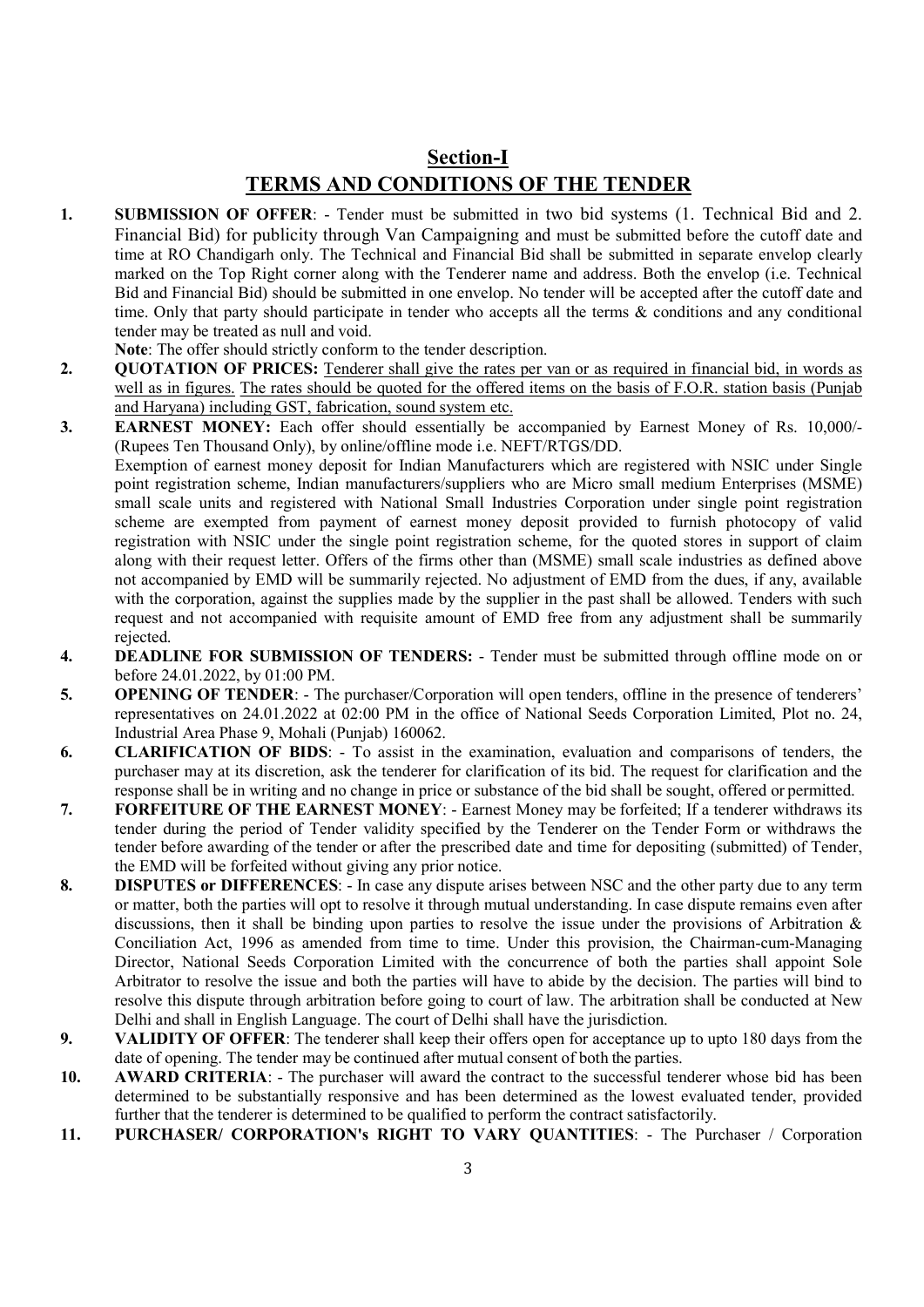## Section-I

## TERMS AND CONDITIONS OF THE TENDER

1. **SUBMISSION OF OFFER**: - Tender must be submitted in two bid systems (1. Technical Bid and 2. Financial Bid) for publicity through Van Campaigning and must be submitted before the cutoff date and time at RO Chandigarh only. The Technical and Financial Bid shall be submitted in separate envelop clearly marked on the Top Right corner along with the Tenderer name and address. Both the envelop (i.e. Technical Bid and Financial Bid) should be submitted in one envelop. No tender will be accepted after the cutoff date and time. Only that party should participate in tender who accepts all the terms & conditions and any conditional tender may be treated as null and void.

   **Note**: The offer should strictly conform to the tender description.

2. **QUOTATION OF PRICES:** Tenderer shall give the rates per van or as required in financial bid, in words as well as in figures. The rates should be quoted for the offered items on the basis of F.O.R. station basis (Punjab and Haryana) including GST, fabrication, sound system etc.

3. **EARNEST MONEY:** Each offer should essentially be accompanied by Earnest Money of Rs. 10,000/- (Rupees Ten Thousand Only), by online/offline mode i.e. NEFT/RTGS/DD.

   Exemption of earnest money deposit for Indian Manufacturers which are registered with NSIC under Single point registration scheme, Indian manufacturers/suppliers who are Micro small medium Enterprises (MSME) small scale units and registered with National Small Industries Corporation under single point registration scheme are exempted from payment of earnest money deposit provided to furnish photocopy of valid registration with NSIC under the single point registration scheme, for the quoted stores in support of claim along with their request letter. Offers of the firms other than (MSME) small scale industries as defined above not accompanied by EMD will be summarily rejected. No adjustment of EMD from the dues, if any, available with the corporation, against the supplies made by the supplier in the past shall be allowed. Tenders with such request and not accompanied with requisite amount of EMD free from any adjustment shall be summarily rejected.

4. **DEADLINE FOR SUBMISSION OF TENDERS:** - Tender must be submitted through offline mode on or before 24.01.2022, by 01:00 PM.

5. **OPENING OF TENDER**: - The purchaser/Corporation will open tenders, offline in the presence of tenderers' representatives on 24.01.2022 at 02:00 PM in the office of National Seeds Corporation Limited, Plot no. 24, Industrial Area Phase 9, Mohali (Punjab) 160062.

6. **CLARIFICATION OF BIDS**: - To assist in the examination, evaluation and comparisons of tenders, the purchaser may at its discretion, ask the tenderer for clarification of its bid. The request for clarification and the response shall be in writing and no change in price or substance of the bid shall be sought, offered or permitted.

7. **FORFEITURE OF THE EARNEST MONEY**: - Earnest Money may be forfeited; If a tenderer withdraws its tender during the period of Tender validity specified by the Tenderer on the Tender Form or withdraws the tender before awarding of the tender or after the prescribed date and time for depositing (submitted) of Tender, the EMD will be forfeited without giving any prior notice.

8. **DISPUTES or DIFFERENCES**: - In case any dispute arises between NSC and the other party due to any term or matter, both the parties will opt to resolve it through mutual understanding. In case dispute remains even after discussions, then it shall be binding upon parties to resolve the issue under the provisions of Arbitration & Conciliation Act, 1996 as amended from time to time. Under this provision, the Chairman-cum-Managing Director, National Seeds Corporation Limited with the concurrence of both the parties shall appoint Sole Arbitrator to resolve the issue and both the parties will have to abide by the decision. The parties will bind to resolve this dispute through arbitration before going to court of law. The arbitration shall be conducted at New Delhi and shall in English Language. The court of Delhi shall have the jurisdiction.

9. **VALIDITY OF OFFER**: The tenderer shall keep their offers open for acceptance up to upto 180 days from the date of opening. The tender may be continued after mutual consent of both the parties.

10. **AWARD CRITERIA**: - The purchaser will award the contract to the successful tenderer whose bid has been determined to be substantially responsive and has been determined as the lowest evaluated tender, provided further that the tenderer is determined to be qualified to perform the contract satisfactorily.

11. **PURCHASER/ CORPORATION's RIGHT TO VARY QUANTITIES**: - The Purchaser / Corporation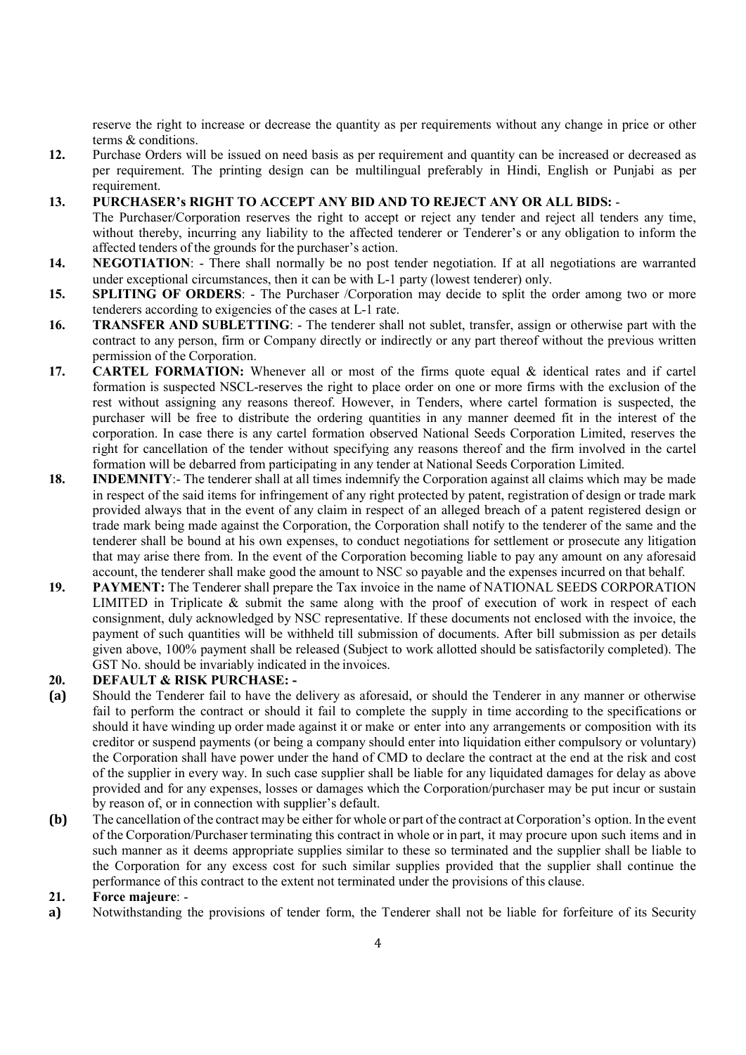reserve the right to increase or decrease the quantity as per requirements without any change in price or other terms & conditions.

**12.** Purchase Orders will be issued on need basis as per requirement and quantity can be increased or decreased as per requirement. The printing design can be multilingual preferably in Hindi, English or Punjabi as per requirement.

**13. PURCHASER's RIGHT TO ACCEPT ANY BID AND TO REJECT ANY OR ALL BIDS:** -
The Purchaser/Corporation reserves the right to accept or reject any tender and reject all tenders any time, without thereby, incurring any liability to the affected tenderer or Tenderer's or any obligation to inform the affected tenders of the grounds for the purchaser's action.

**14. NEGOTIATION**: - There shall normally be no post tender negotiation. If at all negotiations are warranted under exceptional circumstances, then it can be with L-1 party (lowest tenderer) only.

**15. SPLITING OF ORDERS**: - The Purchaser /Corporation may decide to split the order among two or more tenderers according to exigencies of the cases at L-1 rate.

**16. TRANSFER AND SUBLETTING**: - The tenderer shall not sublet, transfer, assign or otherwise part with the contract to any person, firm or Company directly or indirectly or any part thereof without the previous written permission of the Corporation.

**17. CARTEL FORMATION:** Whenever all or most of the firms quote equal & identical rates and if cartel formation is suspected NSCL-reserves the right to place order on one or more firms with the exclusion of the rest without assigning any reasons thereof. However, in Tenders, where cartel formation is suspected, the purchaser will be free to distribute the ordering quantities in any manner deemed fit in the interest of the corporation. In case there is any cartel formation observed National Seeds Corporation Limited, reserves the right for cancellation of the tender without specifying any reasons thereof and the firm involved in the cartel formation will be debarred from participating in any tender at National Seeds Corporation Limited.

**18. INDEMNITY**:- The tenderer shall at all times indemnify the Corporation against all claims which may be made in respect of the said items for infringement of any right protected by patent, registration of design or trade mark provided always that in the event of any claim in respect of an alleged breach of a patent registered design or trade mark being made against the Corporation, the Corporation shall notify to the tenderer of the same and the tenderer shall be bound at his own expenses, to conduct negotiations for settlement or prosecute any litigation that may arise there from. In the event of the Corporation becoming liable to pay any amount on any aforesaid account, the tenderer shall make good the amount to NSC so payable and the expenses incurred on that behalf.

**19. PAYMENT:** The Tenderer shall prepare the Tax invoice in the name of NATIONAL SEEDS CORPORATION LIMITED in Triplicate & submit the same along with the proof of execution of work in respect of each consignment, duly acknowledged by NSC representative. If these documents not enclosed with the invoice, the payment of such quantities will be withheld till submission of documents. After bill submission as per details given above, 100% payment shall be released (Subject to work allotted should be satisfactorily completed). The GST No. should be invariably indicated in the invoices.

**20. DEFAULT & RISK PURCHASE: -**

**(a)** Should the Tenderer fail to have the delivery as aforesaid, or should the Tenderer in any manner or otherwise fail to perform the contract or should it fail to complete the supply in time according to the specifications or should it have winding up order made against it or make or enter into any arrangements or composition with its creditor or suspend payments (or being a company should enter into liquidation either compulsory or voluntary) the Corporation shall have power under the hand of CMD to declare the contract at the end at the risk and cost of the supplier in every way. In such case supplier shall be liable for any liquidated damages for delay as above provided and for any expenses, losses or damages which the Corporation/purchaser may be put incur or sustain by reason of, or in connection with supplier's default.

**(b)** The cancellation of the contract may be either for whole or part of the contract at Corporation's option. In the event of the Corporation/Purchaser terminating this contract in whole or in part, it may procure upon such items and in such manner as it deems appropriate supplies similar to these so terminated and the supplier shall be liable to the Corporation for any excess cost for such similar supplies provided that the supplier shall continue the performance of this contract to the extent not terminated under the provisions of this clause.

**21. Force majeure**: -

**a)** Notwithstanding the provisions of tender form, the Tenderer shall not be liable for forfeiture of its Security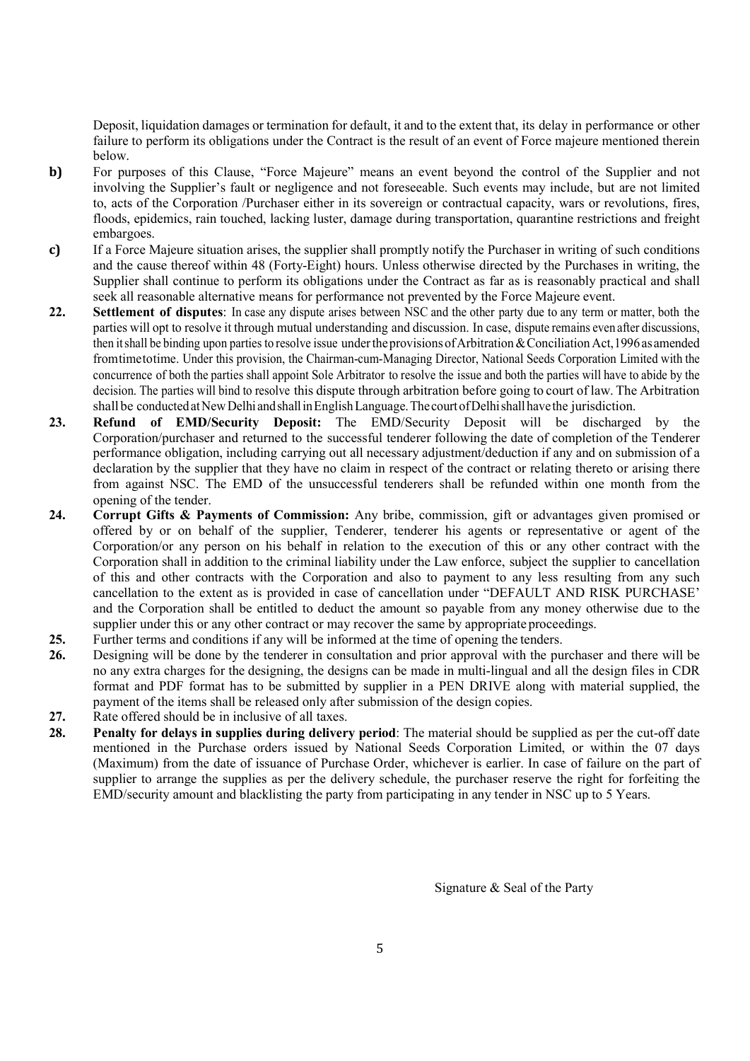Deposit, liquidation damages or termination for default, it and to the extent that, its delay in performance or other failure to perform its obligations under the Contract is the result of an event of Force majeure mentioned therein below.

**b)** For purposes of this Clause, "Force Majeure" means an event beyond the control of the Supplier and not involving the Supplier's fault or negligence and not foreseeable. Such events may include, but are not limited to, acts of the Corporation /Purchaser either in its sovereign or contractual capacity, wars or revolutions, fires, floods, epidemics, rain touched, lacking luster, damage during transportation, quarantine restrictions and freight embargoes.

**c)** If a Force Majeure situation arises, the supplier shall promptly notify the Purchaser in writing of such conditions and the cause thereof within 48 (Forty-Eight) hours. Unless otherwise directed by the Purchases in writing, the Supplier shall continue to perform its obligations under the Contract as far as is reasonably practical and shall seek all reasonable alternative means for performance not prevented by the Force Majeure event.

**22. Settlement of disputes**: In case any dispute arises between NSC and the other party due to any term or matter, both the parties will opt to resolve it through mutual understanding and discussion. In case, dispute remains even after discussions, then it shall be binding upon parties to resolve issue under the provisions of Arbitration & Conciliation Act, 1996 as amended from time to time. Under this provision, the Chairman-cum-Managing Director, National Seeds Corporation Limited with the concurrence of both the parties shall appoint Sole Arbitrator to resolve the issue and both the parties will have to abide by the decision. The parties will bind to resolve this dispute through arbitration before going to court of law. The Arbitration shall be conducted at New Delhi and shall in English Language. The court of Delhi shall have the jurisdiction.

**23. Refund of EMD/Security Deposit:** The EMD/Security Deposit will be discharged by the Corporation/purchaser and returned to the successful tenderer following the date of completion of the Tenderer performance obligation, including carrying out all necessary adjustment/deduction if any and on submission of a declaration by the supplier that they have no claim in respect of the contract or relating thereto or arising there from against NSC. The EMD of the unsuccessful tenderers shall be refunded within one month from the opening of the tender.

**24. Corrupt Gifts & Payments of Commission:** Any bribe, commission, gift or advantages given promised or offered by or on behalf of the supplier, Tenderer, tenderer his agents or representative or agent of the Corporation/or any person on his behalf in relation to the execution of this or any other contract with the Corporation shall in addition to the criminal liability under the Law enforce, subject the supplier to cancellation of this and other contracts with the Corporation and also to payment to any less resulting from any such cancellation to the extent as is provided in case of cancellation under "DEFAULT AND RISK PURCHASE' and the Corporation shall be entitled to deduct the amount so payable from any money otherwise due to the supplier under this or any other contract or may recover the same by appropriate proceedings.

**25.** Further terms and conditions if any will be informed at the time of opening the tenders.

**26.** Designing will be done by the tenderer in consultation and prior approval with the purchaser and there will be no any extra charges for the designing, the designs can be made in multi-lingual and all the design files in CDR format and PDF format has to be submitted by supplier in a PEN DRIVE along with material supplied, the payment of the items shall be released only after submission of the design copies.

**27.** Rate offered should be in inclusive of all taxes.

**28. Penalty for delays in supplies during delivery period**: The material should be supplied as per the cut-off date mentioned in the Purchase orders issued by National Seeds Corporation Limited, or within the 07 days (Maximum) from the date of issuance of Purchase Order, whichever is earlier. In case of failure on the part of supplier to arrange the supplies as per the delivery schedule, the purchaser reserve the right for forfeiting the EMD/security amount and blacklisting the party from participating in any tender in NSC up to 5 Years.

Signature & Seal of the Party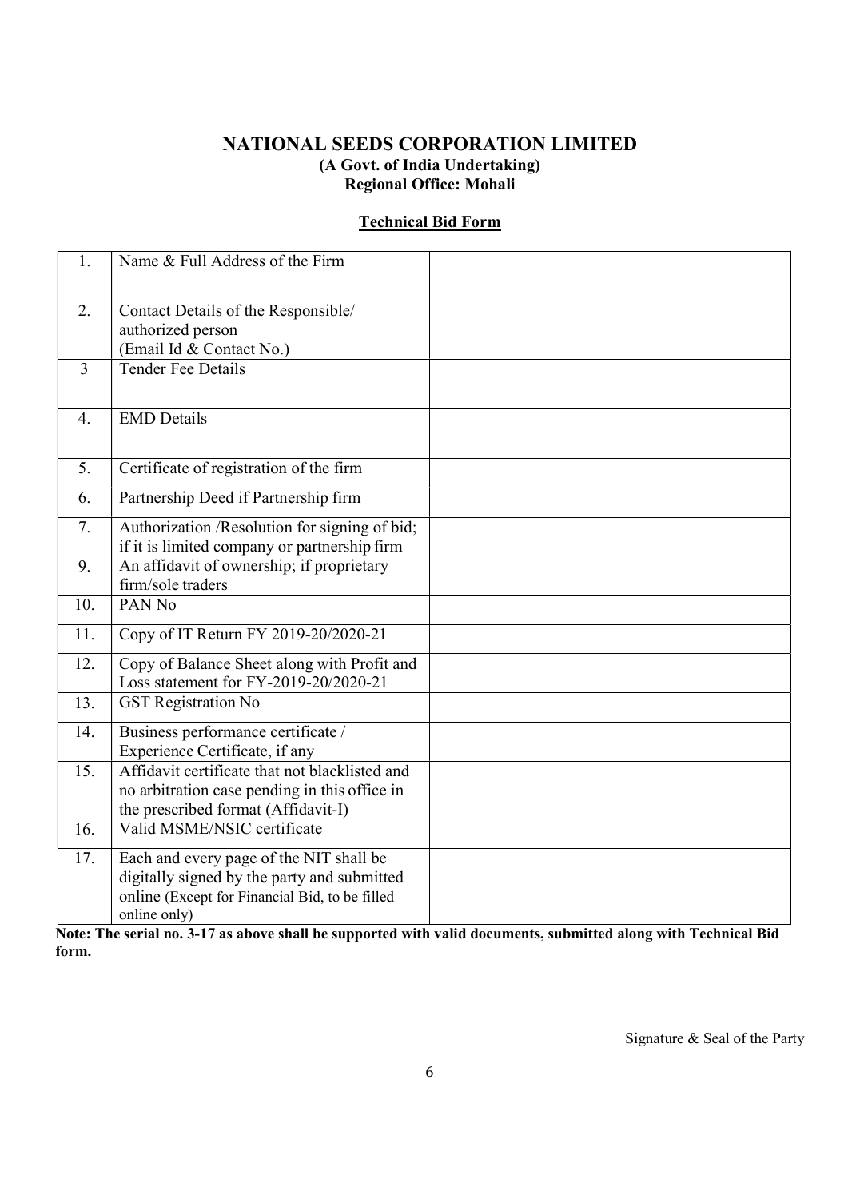## NATIONAL SEEDS CORPORATION LIMITED

**(A Govt. of India Undertaking)**

**Regional Office: Mohali**

### Technical Bid Form

| | | |
|---|---|---|
| 1. | Name & Full Address of the Firm | |
| 2. | Contact Details of the Responsible/ authorized person (Email Id & Contact No.) | |
| 3 | Tender Fee Details | |
| 4. | EMD Details | |
| 5. | Certificate of registration of the firm | |
| 6. | Partnership Deed if Partnership firm | |
| 7. | Authorization /Resolution for signing of bid; if it is limited company or partnership firm | |
| 9. | An affidavit of ownership; if proprietary firm/sole traders | |
| 10. | PAN No | |
| 11. | Copy of IT Return FY 2019-20/2020-21 | |
| 12. | Copy of Balance Sheet along with Profit and Loss statement for FY-2019-20/2020-21 | |
| 13. | GST Registration No | |
| 14. | Business performance certificate / Experience Certificate, if any | |
| 15. | Affidavit certificate that not blacklisted and no arbitration case pending in this office in the prescribed format (Affidavit-I) | |
| 16. | Valid MSME/NSIC certificate | |
| 17. | Each and every page of the NIT shall be digitally signed by the party and submitted online (Except for Financial Bid, to be filled online only) | |

**Note: The serial no. 3-17 as above shall be supported with valid documents, submitted along with Technical Bid form.**

Signature & Seal of the Party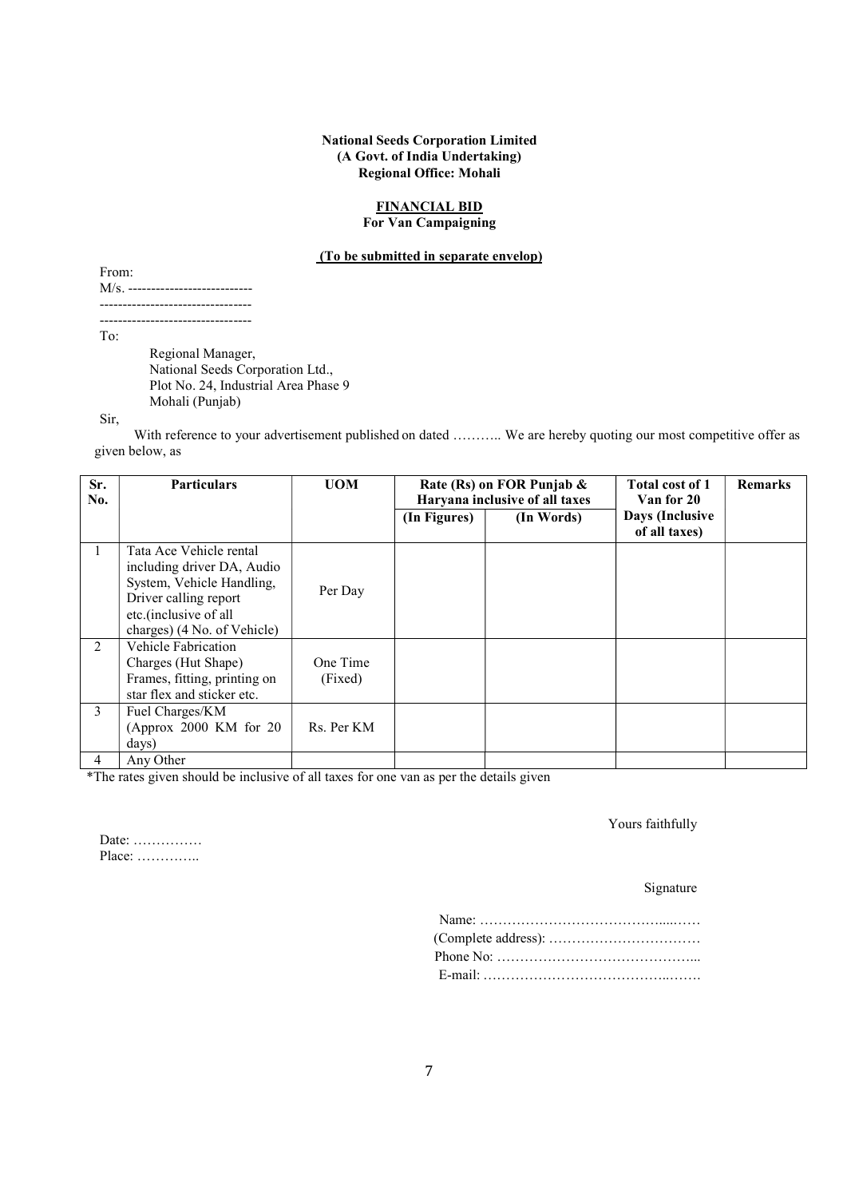**National Seeds Corporation Limited**
**(A Govt. of India Undertaking)**
**Regional Office: Mohali**

**FINANCIAL BID**
**For Van Campaigning**

**(To be submitted in separate envelop)**

From:
M/s. --------------------------
---------------------------------
---------------------------------

To:

Regional Manager,
National Seeds Corporation Ltd.,
Plot No. 24, Industrial Area Phase 9
Mohali (Punjab)

Sir,

With reference to your advertisement published on dated ……….. We are hereby quoting our most competitive offer as given below, as

| Sr. No. | Particulars | UOM | Rate (Rs) on FOR Punjab & Haryana inclusive of all taxes | | Total cost of 1 Van for 20 Days (Inclusive of all taxes) | Remarks |
|---|---|---|---|---|---|---|
| | | | (In Figures) | (In Words) | | |
| 1 | Tata Ace Vehicle rental including driver DA, Audio System, Vehicle Handling, Driver calling report etc.(inclusive of all charges) (4 No. of Vehicle) | Per Day | | | | |
| 2 | Vehicle Fabrication Charges (Hut Shape) Frames, fitting, printing on star flex and sticker etc. | One Time (Fixed) | | | | |
| 3 | Fuel Charges/KM (Approx 2000 KM for 20 days) | Rs. Per KM | | | | |
| 4 | Any Other | | | | | |

*The rates given should be inclusive of all taxes for one van as per the details given

Yours faithfully

Date: ……………
Place: …………..

Signature

Name: ………………………………….....……
(Complete address): ……………………………
Phone No: ……………………………………...
E-mail: ……………………………………..…….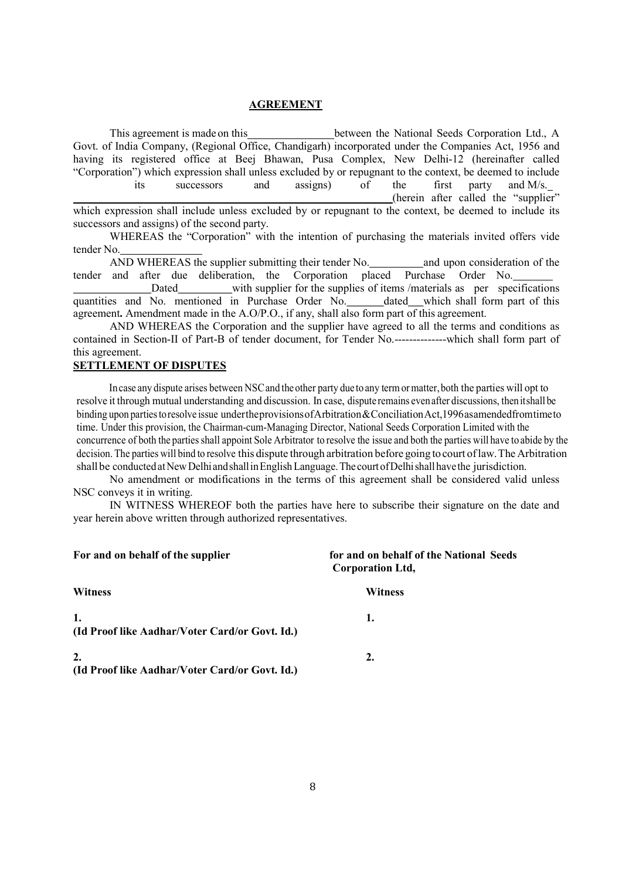**AGREEMENT**

This agreement is made on this _______________ between the National Seeds Corporation Ltd., A Govt. of India Company, (Regional Office, Chandigarh) incorporated under the Companies Act, 1956 and having its registered office at Beej Bhawan, Pusa Complex, New Delhi-12 (hereinafter called "Corporation") which expression shall unless excluded by or repugnant to the context, be deemed to include its successors and assigns) of the first party and M/s._ _______________________________________________________________(herein after called the "supplier" which expression shall include unless excluded by or repugnant to the context, be deemed to include its successors and assigns) of the second party.

WHEREAS the "Corporation" with the intention of purchasing the materials invited offers vide tender No._______________

AND WHEREAS the supplier submitting their tender No._________ and upon consideration of the tender and after due deliberation, the Corporation placed Purchase Order No._______ ______________Dated_________ with supplier for the supplies of items /materials as per specifications quantities and No. mentioned in Purchase Order No._______dated___which shall form part of this agreement**.** Amendment made in the A.O/P.O., if any, shall also form part of this agreement.

AND WHEREAS the Corporation and the supplier have agreed to all the terms and conditions as contained in Section-II of Part-B of tender document, for Tender No.--------------which shall form part of this agreement.

**SETTLEMENT OF DISPUTES**

In case any dispute arises between NSC and the other party due to any term or matter, both the parties will opt to resolve it through mutual understanding and discussion. In case, dispute remains even after discussions, then it shall be binding upon parties to resolve issue under the provisions of Arbitration & Conciliation Act, 1996 as amended from time to time. Under this provision, the Chairman-cum-Managing Director, National Seeds Corporation Limited with the concurrence of both the parties shall appoint Sole Arbitrator to resolve the issue and both the parties will have to abide by the decision. The parties will bind to resolve this dispute through arbitration before going to court of law. The Arbitration shall be conducted at New Delhi and shall in English Language. The court of Delhi shall have the jurisdiction.

No amendment or modifications in the terms of this agreement shall be considered valid unless NSC conveys it in writing.

IN WITNESS WHEREOF both the parties have here to subscribe their signature on the date and year herein above written through authorized representatives.

| | |
|---|---|
| **For and on behalf of the supplier** | **for and on behalf of the National Seeds Corporation Ltd,** |
| **Witness** | **Witness** |
| **1.** **(Id Proof like Aadhar/Voter Card/or Govt. Id.)** | **1.** |
| **2.** **(Id Proof like Aadhar/Voter Card/or Govt. Id.)** | **2.** |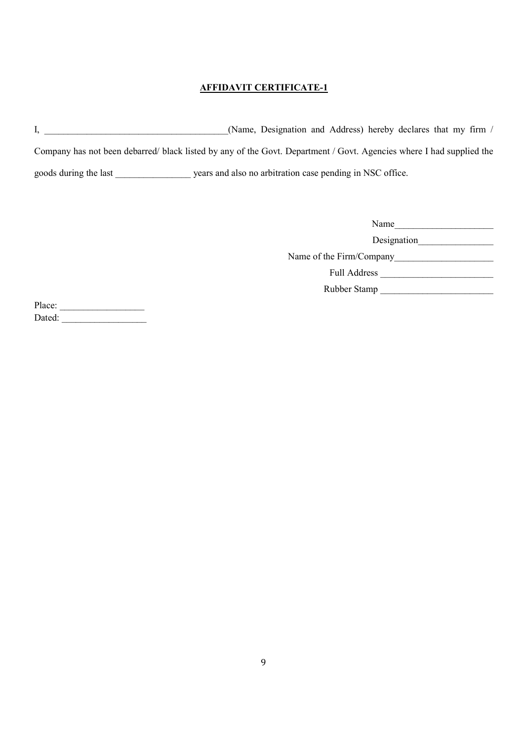**AFFIDAVIT CERTIFICATE-1**

I, _______________________________________(Name, Designation and Address) hereby declares that my firm / Company has not been debarred/ black listed by any of the Govt. Department / Govt. Agencies where I had supplied the goods during the last ________________ years and also no arbitration case pending in NSC office.

Name_____________________

Designation________________

Name of the Firm/Company_____________________

Full Address ________________________

Rubber Stamp ________________________

Place: __________________

Dated: __________________